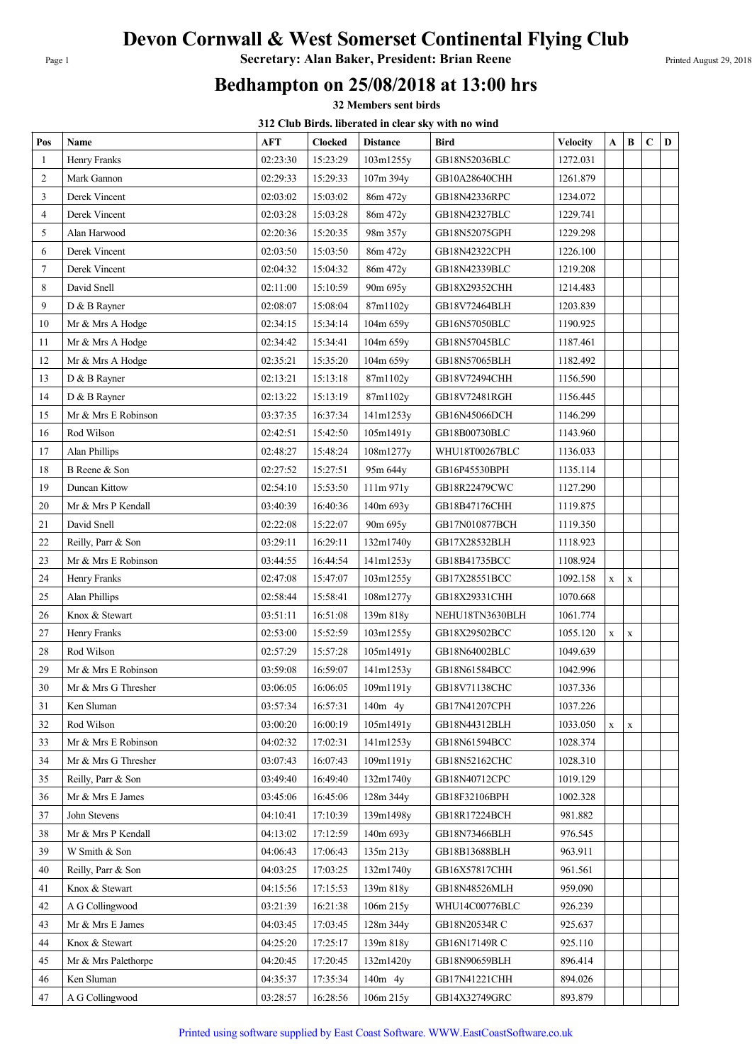# Devon Cornwall & West Somerset Continental Flying Club

**Secretary: Alan Baker, President: Brian Reene**

## Bedhampton on 25/08/2018 at 13:00 hrs

**32 Members sent birds**

**312 Club Birds. liberated in clear sky with no wind**

| Pos | Name | AFT | Clocked | Distance | Bird | Velocity | A | B | C | D |
|---|---|---|---|---|---|---|---|---|---|---|
| 1 | Henry Franks | 02:23:30 | 15:23:29 | 103m1255y | GB18N52036BLC | 1272.031 | | | | |
| 2 | Mark Gannon | 02:29:33 | 15:29:33 | 107m 394y | GB10A28640CHH | 1261.879 | | | | |
| 3 | Derek Vincent | 02:03:02 | 15:03:02 | 86m 472y | GB18N42336RPC | 1234.072 | | | | |
| 4 | Derek Vincent | 02:03:28 | 15:03:28 | 86m 472y | GB18N42327BLC | 1229.741 | | | | |
| 5 | Alan Harwood | 02:20:36 | 15:20:35 | 98m 357y | GB18N52075GPH | 1229.298 | | | | |
| 6 | Derek Vincent | 02:03:50 | 15:03:50 | 86m 472y | GB18N42322CPH | 1226.100 | | | | |
| 7 | Derek Vincent | 02:04:32 | 15:04:32 | 86m 472y | GB18N42339BLC | 1219.208 | | | | |
| 8 | David Snell | 02:11:00 | 15:10:59 | 90m 695y | GB18X29352CHH | 1214.483 | | | | |
| 9 | D & B Rayner | 02:08:07 | 15:08:04 | 87m1102y | GB18V72464BLH | 1203.839 | | | | |
| 10 | Mr & Mrs A Hodge | 02:34:15 | 15:34:14 | 104m 659y | GB16N57050BLC | 1190.925 | | | | |
| 11 | Mr & Mrs A Hodge | 02:34:42 | 15:34:41 | 104m 659y | GB18N57045BLC | 1187.461 | | | | |
| 12 | Mr & Mrs A Hodge | 02:35:21 | 15:35:20 | 104m 659y | GB18N57065BLH | 1182.492 | | | | |
| 13 | D & B Rayner | 02:13:21 | 15:13:18 | 87m1102y | GB18V72494CHH | 1156.590 | | | | |
| 14 | D & B Rayner | 02:13:22 | 15:13:19 | 87m1102y | GB18V72481RGH | 1156.445 | | | | |
| 15 | Mr & Mrs E Robinson | 03:37:35 | 16:37:34 | 141m1253y | GB16N45066DCH | 1146.299 | | | | |
| 16 | Rod Wilson | 02:42:51 | 15:42:50 | 105m1491y | GB18B00730BLC | 1143.960 | | | | |
| 17 | Alan Phillips | 02:48:27 | 15:48:24 | 108m1277y | WHU18T00267BLC | 1136.033 | | | | |
| 18 | B Reene & Son | 02:27:52 | 15:27:51 | 95m 644y | GB16P45530BPH | 1135.114 | | | | |
| 19 | Duncan Kittow | 02:54:10 | 15:53:50 | 111m 971y | GB18R22479CWC | 1127.290 | | | | |
| 20 | Mr & Mrs P Kendall | 03:40:39 | 16:40:36 | 140m 693y | GB18B47176CHH | 1119.875 | | | | |
| 21 | David Snell | 02:22:08 | 15:22:07 | 90m 695y | GB17N010877BCH | 1119.350 | | | | |
| 22 | Reilly, Parr & Son | 03:29:11 | 16:29:11 | 132m1740y | GB17X28532BLH | 1118.923 | | | | |
| 23 | Mr & Mrs E Robinson | 03:44:55 | 16:44:54 | 141m1253y | GB18B41735BCC | 1108.924 | | | | |
| 24 | Henry Franks | 02:47:08 | 15:47:07 | 103m1255y | GB17X28551BCC | 1092.158 | x | x | | |
| 25 | Alan Phillips | 02:58:44 | 15:58:41 | 108m1277y | GB18X29331CHH | 1070.668 | | | | |
| 26 | Knox & Stewart | 03:51:11 | 16:51:08 | 139m 818y | NEHU18TN3630BLH | 1061.774 | | | | |
| 27 | Henry Franks | 02:53:00 | 15:52:59 | 103m1255y | GB18X29502BCC | 1055.120 | x | x | | |
| 28 | Rod Wilson | 02:57:29 | 15:57:28 | 105m1491y | GB18N64002BLC | 1049.639 | | | | |
| 29 | Mr & Mrs E Robinson | 03:59:08 | 16:59:07 | 141m1253y | GB18N61584BCC | 1042.996 | | | | |
| 30 | Mr & Mrs G Thresher | 03:06:05 | 16:06:05 | 109m1191y | GB18V71138CHC | 1037.336 | | | | |
| 31 | Ken Sluman | 03:57:34 | 16:57:31 | 140m 4y | GB17N41207CPH | 1037.226 | | | | |
| 32 | Rod Wilson | 03:00:20 | 16:00:19 | 105m1491y | GB18N44312BLH | 1033.050 | x | x | | |
| 33 | Mr & Mrs E Robinson | 04:02:32 | 17:02:31 | 141m1253y | GB18N61594BCC | 1028.374 | | | | |
| 34 | Mr & Mrs G Thresher | 03:07:43 | 16:07:43 | 109m1191y | GB18N52162CHC | 1028.310 | | | | |
| 35 | Reilly, Parr & Son | 03:49:40 | 16:49:40 | 132m1740y | GB18N40712CPC | 1019.129 | | | | |
| 36 | Mr & Mrs E James | 03:45:06 | 16:45:06 | 128m 344y | GB18F32106BPH | 1002.328 | | | | |
| 37 | John Stevens | 04:10:41 | 17:10:39 | 139m1498y | GB18R17224BCH | 981.882 | | | | |
| 38 | Mr & Mrs P Kendall | 04:13:02 | 17:12:59 | 140m 693y | GB18N73466BLH | 976.545 | | | | |
| 39 | W Smith & Son | 04:06:43 | 17:06:43 | 135m 213y | GB18B13688BLH | 963.911 | | | | |
| 40 | Reilly, Parr & Son | 04:03:25 | 17:03:25 | 132m1740y | GB16X57817CHH | 961.561 | | | | |
| 41 | Knox & Stewart | 04:15:56 | 17:15:53 | 139m 818y | GB18N48526MLH | 959.090 | | | | |
| 42 | A G Collingwood | 03:21:39 | 16:21:38 | 106m 215y | WHU14C00776BLC | 926.239 | | | | |
| 43 | Mr & Mrs E James | 04:03:45 | 17:03:45 | 128m 344y | GB18N20534R C | 925.637 | | | | |
| 44 | Knox & Stewart | 04:25:20 | 17:25:17 | 139m 818y | GB16N17149R C | 925.110 | | | | |
| 45 | Mr & Mrs Palethorpe | 04:20:45 | 17:20:45 | 132m1420y | GB18N90659BLH | 896.414 | | | | |
| 46 | Ken Sluman | 04:35:37 | 17:35:34 | 140m 4y | GB17N41221CHH | 894.026 | | | | |
| 47 | A G Collingwood | 03:28:57 | 16:28:56 | 106m 215y | GB14X32749GRC | 893.879 | | | | |

Printed using software supplied by East Coast Software. WWW.EastCoastSoftware.co.uk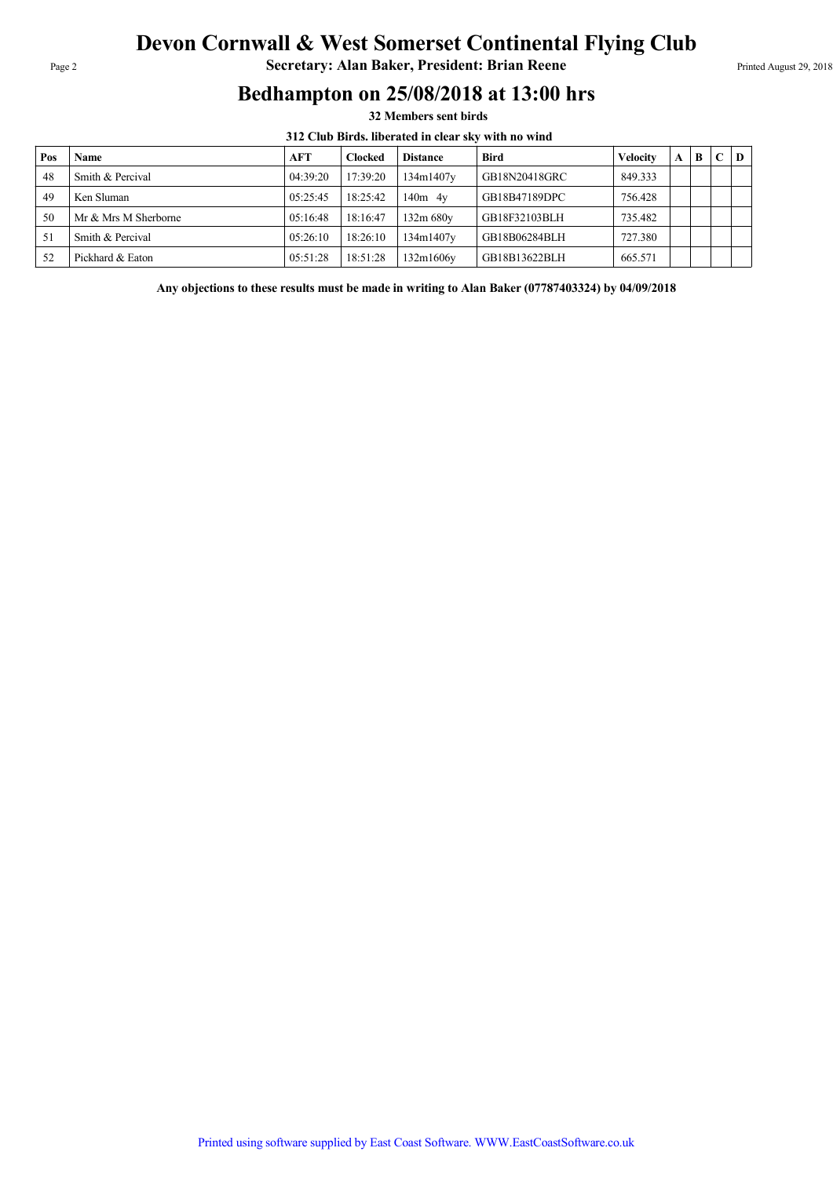# Devon Cornwall & West Somerset Continental Flying Club

**Secretary: Alan Baker, President: Brian Reene**

## Bedhampton on 25/08/2018 at 13:00 hrs

**32 Members sent birds**

**312 Club Birds. liberated in clear sky with no wind**

| Pos | Name | AFT | Clocked | Distance | Bird | Velocity | A | B | C | D |
|---|---|---|---|---|---|---|---|---|---|---|
| 48 | Smith & Percival | 04:39:20 | 17:39:20 | 134m1407y | GB18N20418GRC | 849.333 | | | | |
| 49 | Ken Sluman | 05:25:45 | 18:25:42 | 140m 4y | GB18B47189DPC | 756.428 | | | | |
| 50 | Mr & Mrs M Sherborne | 05:16:48 | 18:16:47 | 132m 680y | GB18F32103BLH | 735.482 | | | | |
| 51 | Smith & Percival | 05:26:10 | 18:26:10 | 134m1407y | GB18B06284BLH | 727.380 | | | | |
| 52 | Pickhard & Eaton | 05:51:28 | 18:51:28 | 132m1606y | GB18B13622BLH | 665.571 | | | | |

**Any objections to these results must be made in writing to Alan Baker (07787403324) by 04/09/2018**

Printed using software supplied by East Coast Software. WWW.EastCoastSoftware.co.uk